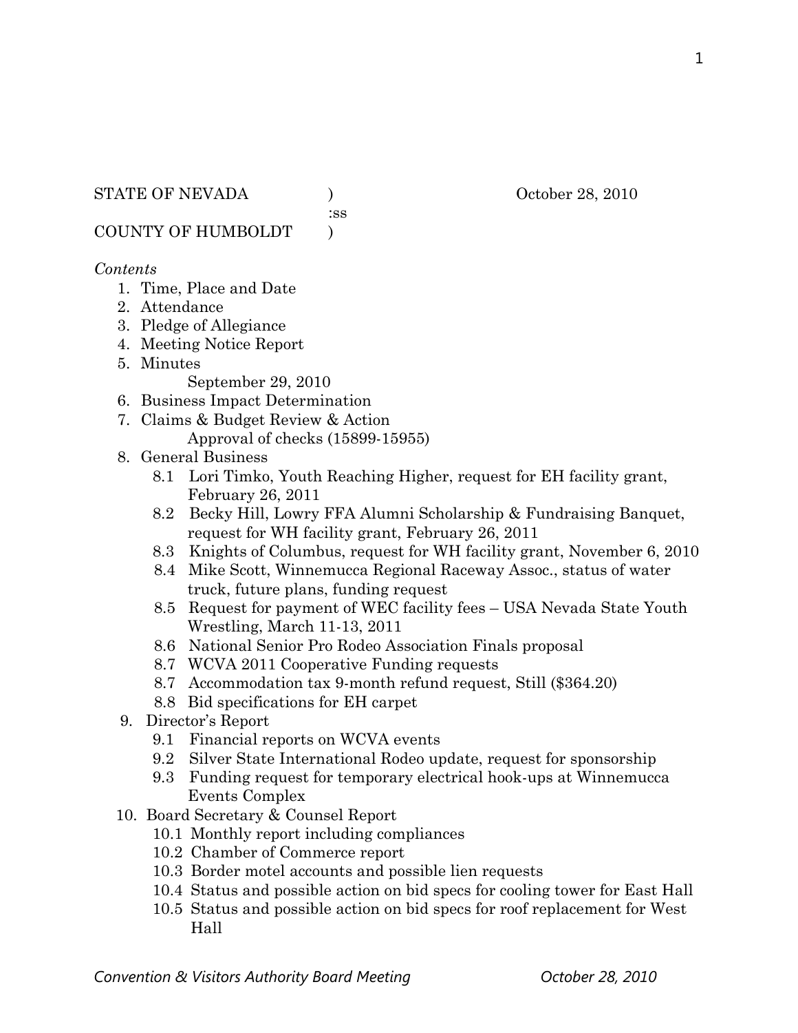STATE OF NEVADA ) October 28, 2010
:ss
COUNTY OF HUMBOLDT )

*Contents*

1. Time, Place and Date
2. Attendance
3. Pledge of Allegiance
4. Meeting Notice Report
5. Minutes
   September 29, 2010
6. Business Impact Determination
7. Claims & Budget Review & Action
   Approval of checks (15899-15955)
8. General Business
   - 8.1 Lori Timko, Youth Reaching Higher, request for EH facility grant, February 26, 2011
   - 8.2 Becky Hill, Lowry FFA Alumni Scholarship & Fundraising Banquet, request for WH facility grant, February 26, 2011
   - 8.3 Knights of Columbus, request for WH facility grant, November 6, 2010
   - 8.4 Mike Scott, Winnemucca Regional Raceway Assoc., status of water truck, future plans, funding request
   - 8.5 Request for payment of WEC facility fees – USA Nevada State Youth Wrestling, March 11-13, 2011
   - 8.6 National Senior Pro Rodeo Association Finals proposal
   - 8.7 WCVA 2011 Cooperative Funding requests
   - 8.7 Accommodation tax 9-month refund request, Still ($364.20)
   - 8.8 Bid specifications for EH carpet
9. Director's Report
   - 9.1 Financial reports on WCVA events
   - 9.2 Silver State International Rodeo update, request for sponsorship
   - 9.3 Funding request for temporary electrical hook-ups at Winnemucca Events Complex
10. Board Secretary & Counsel Report
    - 10.1 Monthly report including compliances
    - 10.2 Chamber of Commerce report
    - 10.3 Border motel accounts and possible lien requests
    - 10.4 Status and possible action on bid specs for cooling tower for East Hall
    - 10.5 Status and possible action on bid specs for roof replacement for West Hall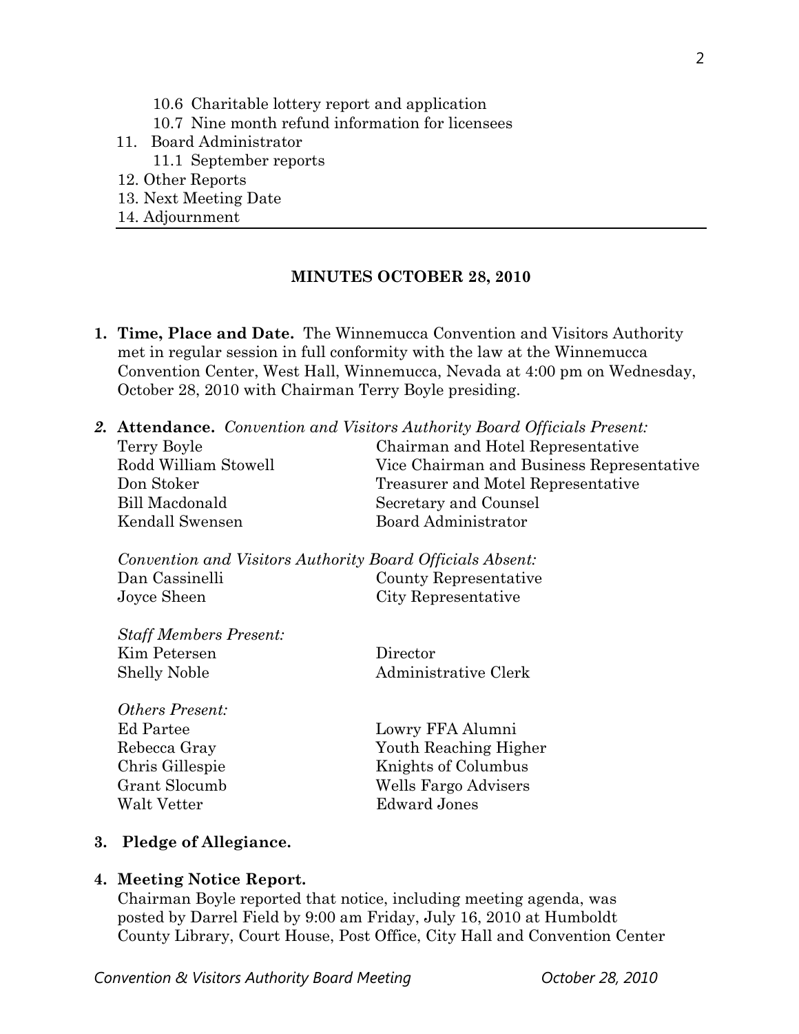10.6 Charitable lottery report and application
    10.7 Nine month refund information for licensees
11. Board Administrator
    11.1 September reports
12. Other Reports
13. Next Meeting Date
14. Adjournment

---

## MINUTES OCTOBER 28, 2010

1. **Time, Place and Date.** The Winnemucca Convention and Visitors Authority met in regular session in full conformity with the law at the Winnemucca Convention Center, West Hall, Winnemucca, Nevada at 4:00 pm on Wednesday, October 28, 2010 with Chairman Terry Boyle presiding.

2. **Attendance.** *Convention and Visitors Authority Board Officials Present:*

| | |
|---|---|
| Terry Boyle | Chairman and Hotel Representative |
| Rodd William Stowell | Vice Chairman and Business Representative |
| Don Stoker | Treasurer and Motel Representative |
| Bill Macdonald | Secretary and Counsel |
| Kendall Swensen | Board Administrator |

*Convention and Visitors Authority Board Officials Absent:*

| | |
|---|---|
| Dan Cassinelli | County Representative |
| Joyce Sheen | City Representative |

*Staff Members Present:*

| | |
|---|---|
| Kim Petersen | Director |
| Shelly Noble | Administrative Clerk |

*Others Present:*

| | |
|---|---|
| Ed Partee | Lowry FFA Alumni |
| Rebecca Gray | Youth Reaching Higher |
| Chris Gillespie | Knights of Columbus |
| Grant Slocumb | Wells Fargo Advisers |
| Walt Vetter | Edward Jones |

3. **Pledge of Allegiance.**

4. **Meeting Notice Report.**
   Chairman Boyle reported that notice, including meeting agenda, was posted by Darrel Field by 9:00 am Friday, July 16, 2010 at Humboldt County Library, Court House, Post Office, City Hall and Convention Center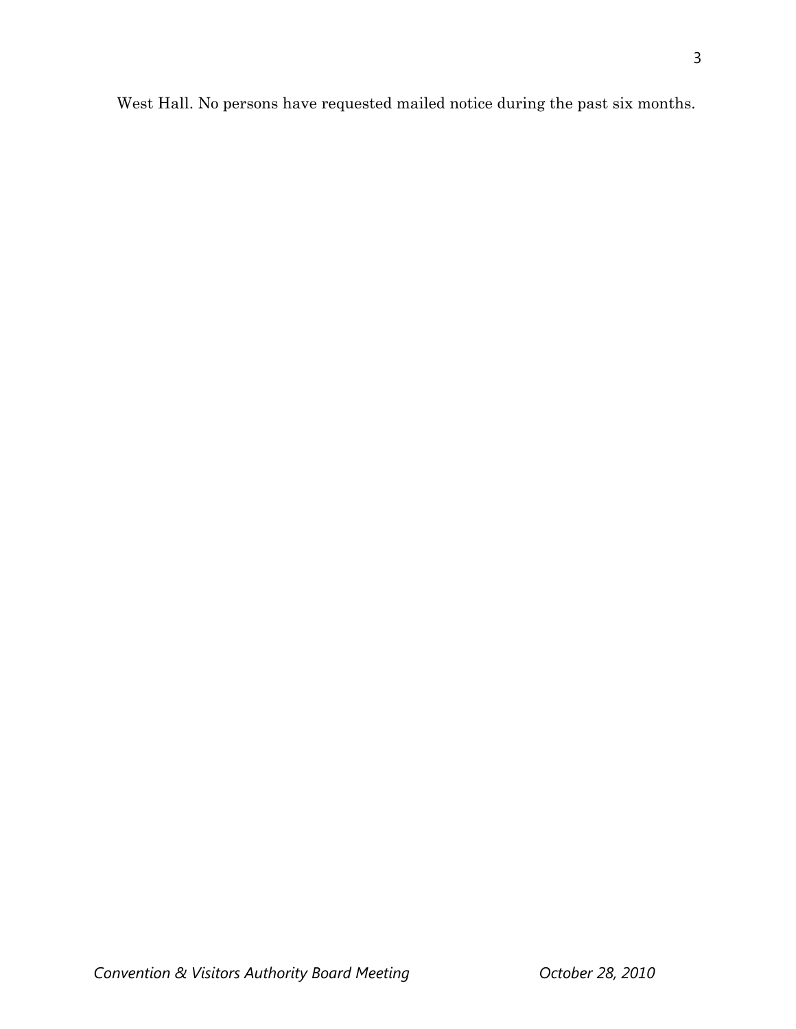West Hall. No persons have requested mailed notice during the past six months.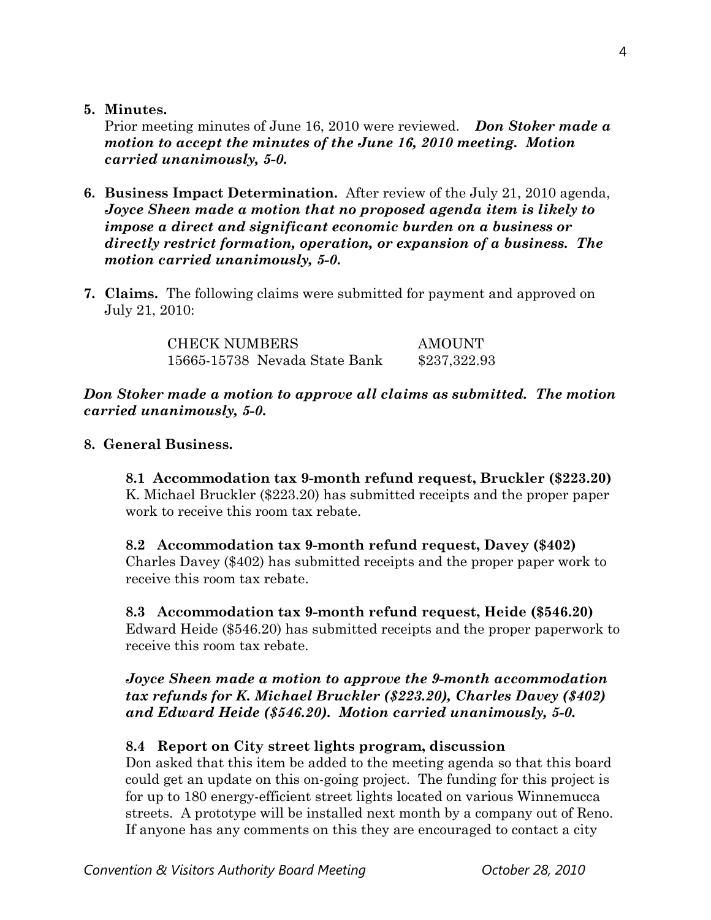**5. Minutes.**

Prior meeting minutes of June 16, 2010 were reviewed. ***Don Stoker made a motion to accept the minutes of the June 16, 2010 meeting. Motion carried unanimously, 5-0.***

**6. Business Impact Determination.** After review of the July 21, 2010 agenda, ***Joyce Sheen made a motion that no proposed agenda item is likely to impose a direct and significant economic burden on a business or directly restrict formation, operation, or expansion of a business. The motion carried unanimously, 5-0.***

**7. Claims.** The following claims were submitted for payment and approved on July 21, 2010:

| CHECK NUMBERS | AMOUNT |
|---|---|
| 15665-15738 Nevada State Bank | $237,322.93 |

***Don Stoker made a motion to approve all claims as submitted. The motion carried unanimously, 5-0.***

**8. General Business.**

**8.1 Accommodation tax 9-month refund request, Bruckler ($223.20)**
K. Michael Bruckler ($223.20) has submitted receipts and the proper paper work to receive this room tax rebate.

**8.2 Accommodation tax 9-month refund request, Davey ($402)**
Charles Davey ($402) has submitted receipts and the proper paper work to receive this room tax rebate.

**8.3 Accommodation tax 9-month refund request, Heide ($546.20)**
Edward Heide ($546.20) has submitted receipts and the proper paperwork to receive this room tax rebate.

***Joyce Sheen made a motion to approve the 9-month accommodation tax refunds for K. Michael Bruckler ($223.20), Charles Davey ($402) and Edward Heide ($546.20). Motion carried unanimously, 5-0.***

**8.4 Report on City street lights program, discussion**
Don asked that this item be added to the meeting agenda so that this board could get an update on this on-going project. The funding for this project is for up to 180 energy-efficient street lights located on various Winnemucca streets. A prototype will be installed next month by a company out of Reno. If anyone has any comments on this they are encouraged to contact a city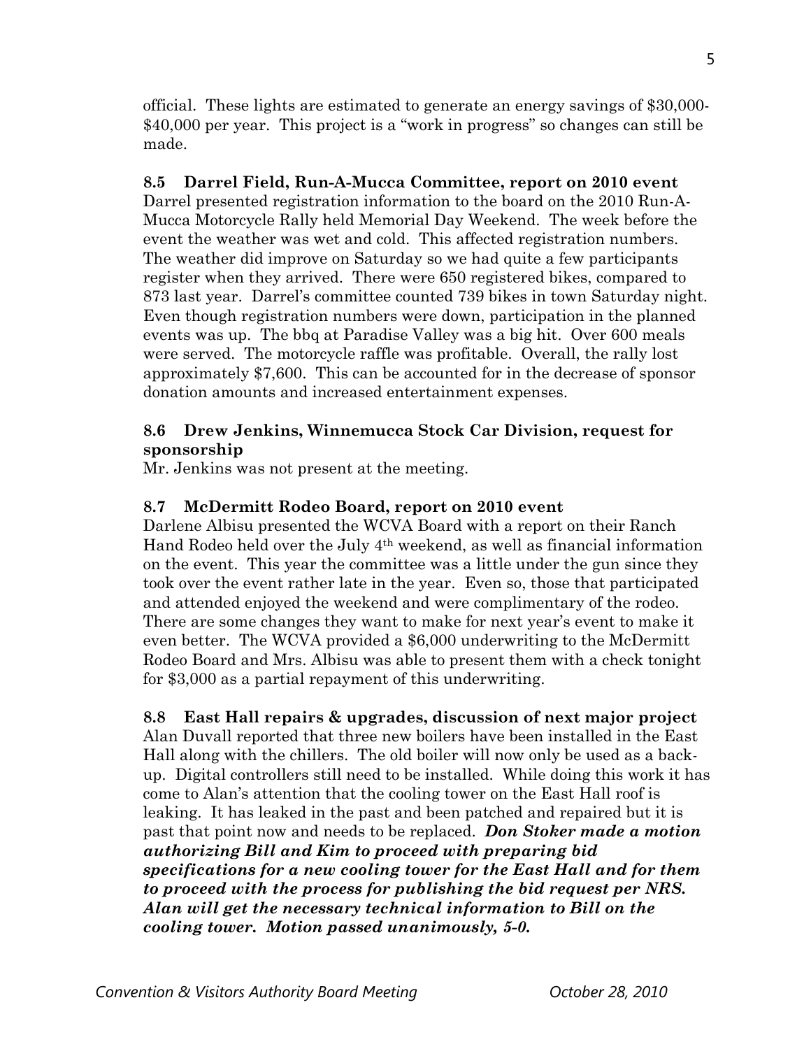official. These lights are estimated to generate an energy savings of $30,000-$40,000 per year. This project is a "work in progress" so changes can still be made.

**8.5 Darrel Field, Run-A-Mucca Committee, report on 2010 event**

Darrel presented registration information to the board on the 2010 Run-A-Mucca Motorcycle Rally held Memorial Day Weekend. The week before the event the weather was wet and cold. This affected registration numbers. The weather did improve on Saturday so we had quite a few participants register when they arrived. There were 650 registered bikes, compared to 873 last year. Darrel's committee counted 739 bikes in town Saturday night. Even though registration numbers were down, participation in the planned events was up. The bbq at Paradise Valley was a big hit. Over 600 meals were served. The motorcycle raffle was profitable. Overall, the rally lost approximately $7,600. This can be accounted for in the decrease of sponsor donation amounts and increased entertainment expenses.

**8.6 Drew Jenkins, Winnemucca Stock Car Division, request for sponsorship**

Mr. Jenkins was not present at the meeting.

**8.7 McDermitt Rodeo Board, report on 2010 event**

Darlene Albisu presented the WCVA Board with a report on their Ranch Hand Rodeo held over the July 4th weekend, as well as financial information on the event. This year the committee was a little under the gun since they took over the event rather late in the year. Even so, those that participated and attended enjoyed the weekend and were complimentary of the rodeo. There are some changes they want to make for next year's event to make it even better. The WCVA provided a $6,000 underwriting to the McDermitt Rodeo Board and Mrs. Albisu was able to present them with a check tonight for $3,000 as a partial repayment of this underwriting.

**8.8 East Hall repairs & upgrades, discussion of next major project**

Alan Duvall reported that three new boilers have been installed in the East Hall along with the chillers. The old boiler will now only be used as a back-up. Digital controllers still need to be installed. While doing this work it has come to Alan's attention that the cooling tower on the East Hall roof is leaking. It has leaked in the past and been patched and repaired but it is past that point now and needs to be replaced. ***Don Stoker made a motion authorizing Bill and Kim to proceed with preparing bid specifications for a new cooling tower for the East Hall and for them to proceed with the process for publishing the bid request per NRS. Alan will get the necessary technical information to Bill on the cooling tower. Motion passed unanimously, 5-0.***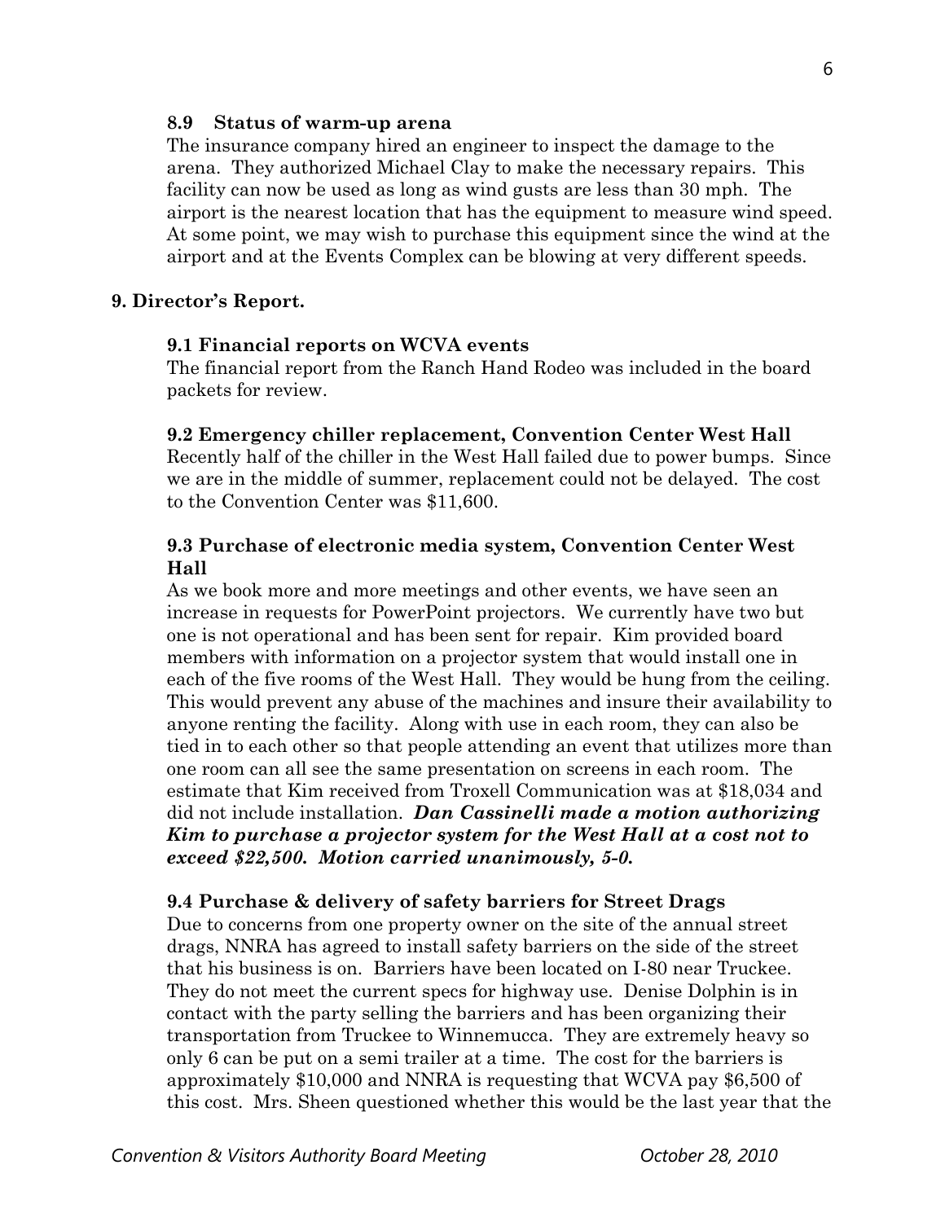**8.9 Status of warm-up arena**

The insurance company hired an engineer to inspect the damage to the arena. They authorized Michael Clay to make the necessary repairs. This facility can now be used as long as wind gusts are less than 30 mph. The airport is the nearest location that has the equipment to measure wind speed. At some point, we may wish to purchase this equipment since the wind at the airport and at the Events Complex can be blowing at very different speeds.

## 9. Director's Report.

**9.1 Financial reports on WCVA events**

The financial report from the Ranch Hand Rodeo was included in the board packets for review.

**9.2 Emergency chiller replacement, Convention Center West Hall**

Recently half of the chiller in the West Hall failed due to power bumps. Since we are in the middle of summer, replacement could not be delayed. The cost to the Convention Center was $11,600.

**9.3 Purchase of electronic media system, Convention Center West Hall**

As we book more and more meetings and other events, we have seen an increase in requests for PowerPoint projectors. We currently have two but one is not operational and has been sent for repair. Kim provided board members with information on a projector system that would install one in each of the five rooms of the West Hall. They would be hung from the ceiling. This would prevent any abuse of the machines and insure their availability to anyone renting the facility. Along with use in each room, they can also be tied in to each other so that people attending an event that utilizes more than one room can all see the same presentation on screens in each room. The estimate that Kim received from Troxell Communication was at $18,034 and did not include installation. ***Dan Cassinelli made a motion authorizing Kim to purchase a projector system for the West Hall at a cost not to exceed $22,500. Motion carried unanimously, 5-0.***

**9.4 Purchase & delivery of safety barriers for Street Drags**

Due to concerns from one property owner on the site of the annual street drags, NNRA has agreed to install safety barriers on the side of the street that his business is on. Barriers have been located on I-80 near Truckee. They do not meet the current specs for highway use. Denise Dolphin is in contact with the party selling the barriers and has been organizing their transportation from Truckee to Winnemucca. They are extremely heavy so only 6 can be put on a semi trailer at a time. The cost for the barriers is approximately $10,000 and NNRA is requesting that WCVA pay $6,500 of this cost. Mrs. Sheen questioned whether this would be the last year that the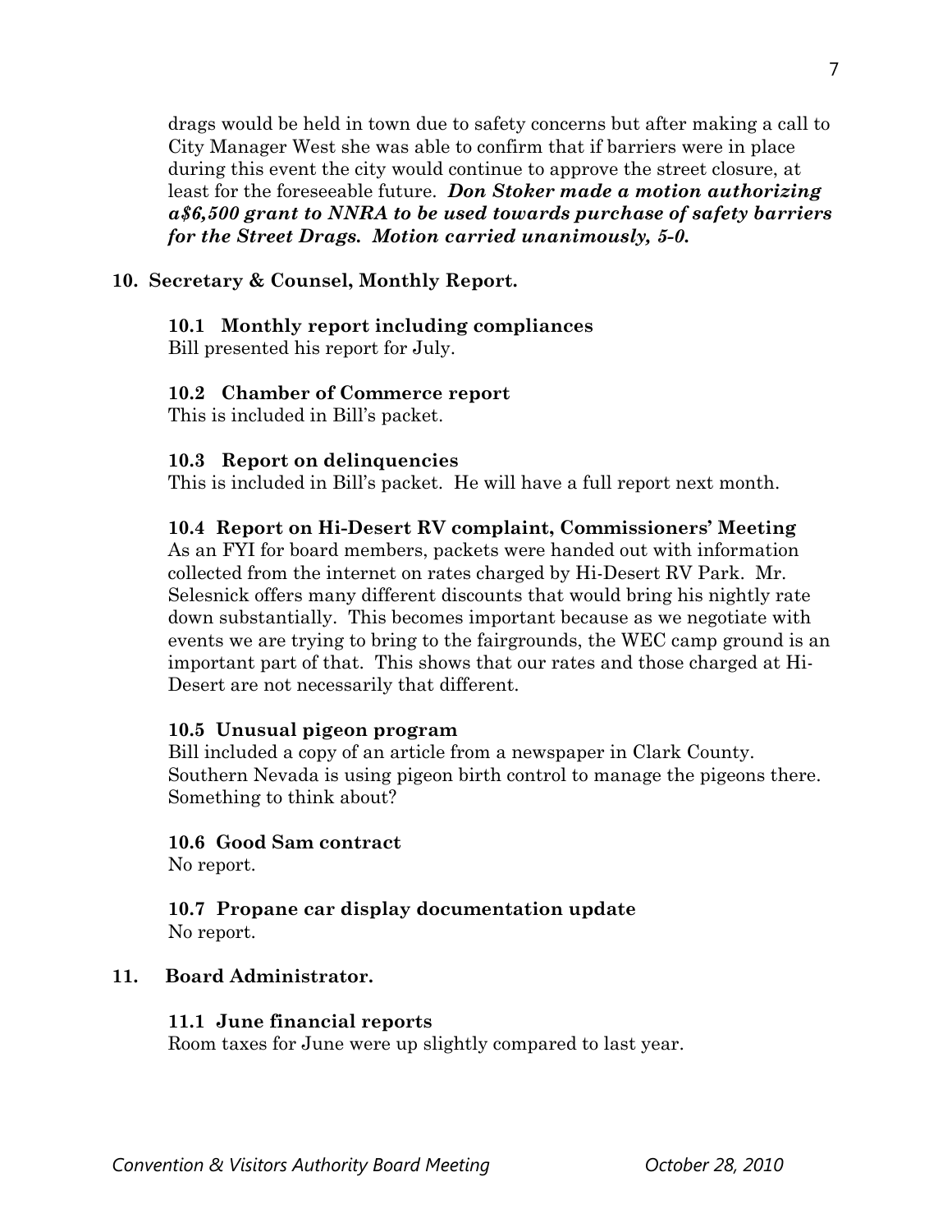drags would be held in town due to safety concerns but after making a call to City Manager West she was able to confirm that if barriers were in place during this event the city would continue to approve the street closure, at least for the foreseeable future. ***Don Stoker made a motion authorizing a$6,500 grant to NNRA to be used towards purchase of safety barriers for the Street Drags. Motion carried unanimously, 5-0.***

## 10. Secretary & Counsel, Monthly Report.

### 10.1 Monthly report including compliances

Bill presented his report for July.

### 10.2 Chamber of Commerce report

This is included in Bill's packet.

### 10.3 Report on delinquencies

This is included in Bill's packet. He will have a full report next month.

### 10.4 Report on Hi-Desert RV complaint, Commissioners' Meeting

As an FYI for board members, packets were handed out with information collected from the internet on rates charged by Hi-Desert RV Park. Mr. Selesnick offers many different discounts that would bring his nightly rate down substantially. This becomes important because as we negotiate with events we are trying to bring to the fairgrounds, the WEC camp ground is an important part of that. This shows that our rates and those charged at Hi-Desert are not necessarily that different.

### 10.5 Unusual pigeon program

Bill included a copy of an article from a newspaper in Clark County. Southern Nevada is using pigeon birth control to manage the pigeons there. Something to think about?

### 10.6 Good Sam contract

No report.

### 10.7 Propane car display documentation update

No report.

## 11. Board Administrator.

### 11.1 June financial reports

Room taxes for June were up slightly compared to last year.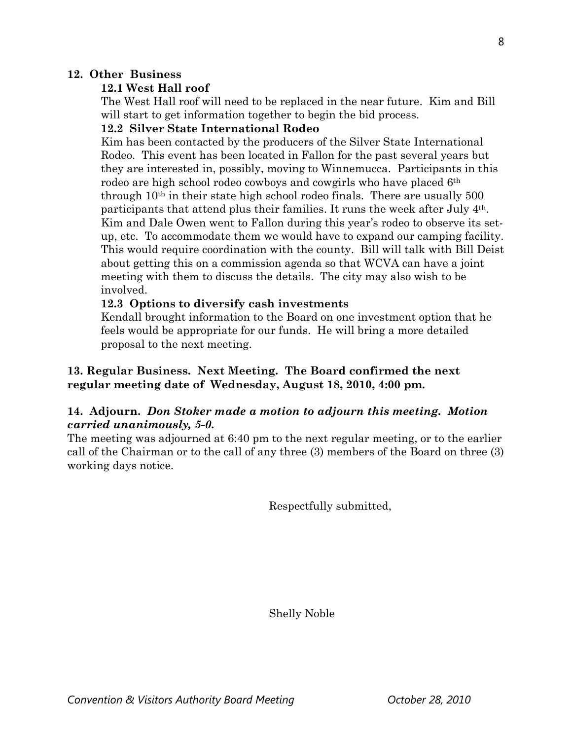## 12. Other Business

### 12.1 West Hall roof

The West Hall roof will need to be replaced in the near future. Kim and Bill will start to get information together to begin the bid process.

### 12.2 Silver State International Rodeo

Kim has been contacted by the producers of the Silver State International Rodeo. This event has been located in Fallon for the past several years but they are interested in, possibly, moving to Winnemucca. Participants in this rodeo are high school rodeo cowboys and cowgirls who have placed 6th through 10th in their state high school rodeo finals. There are usually 500 participants that attend plus their families. It runs the week after July 4th. Kim and Dale Owen went to Fallon during this year's rodeo to observe its set-up, etc. To accommodate them we would have to expand our camping facility. This would require coordination with the county. Bill will talk with Bill Deist about getting this on a commission agenda so that WCVA can have a joint meeting with them to discuss the details. The city may also wish to be involved.

### 12.3 Options to diversify cash investments

Kendall brought information to the Board on one investment option that he feels would be appropriate for our funds. He will bring a more detailed proposal to the next meeting.

**13. Regular Business. Next Meeting. The Board confirmed the next regular meeting date of Wednesday, August 18, 2010, 4:00 pm.**

**14. Adjourn.** ***Don Stoker made a motion to adjourn this meeting. Motion carried unanimously, 5-0.***

The meeting was adjourned at 6:40 pm to the next regular meeting, or to the earlier call of the Chairman or to the call of any three (3) members of the Board on three (3) working days notice.

Respectfully submitted,

Shelly Noble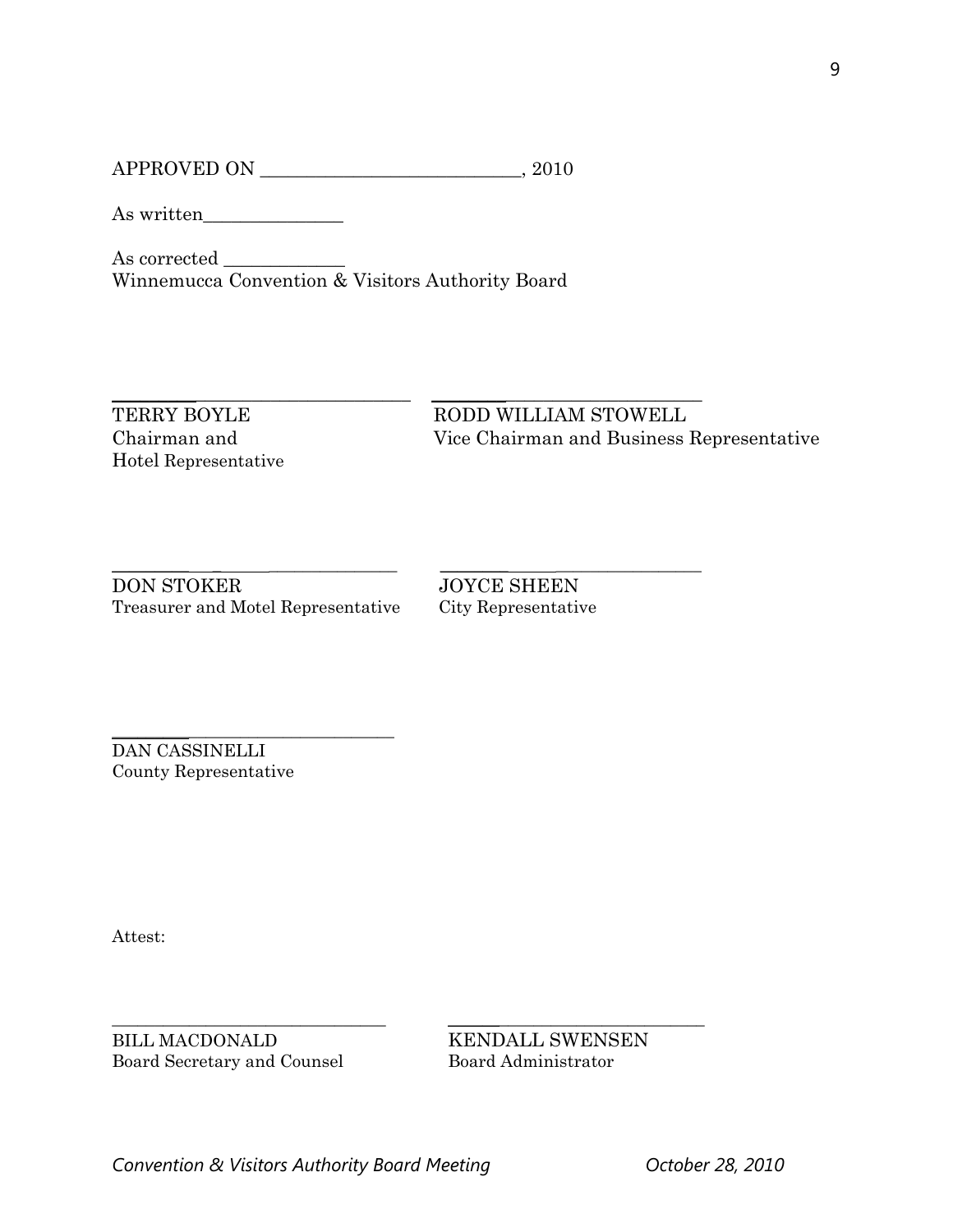APPROVED ON ____________________________, 2010

As written_______________

As corrected _____________
Winnemucca Convention & Visitors Authority Board

______________________________ ______________________________
TERRY BOYLE
Chairman and
Hotel Representative

RODD WILLIAM STOWELL
Vice Chairman and Business Representative

______________________________ ______________________________
DON STOKER
Treasurer and Motel Representative

JOYCE SHEEN
City Representative

______________________________
DAN CASSINELLI
County Representative

Attest:

______________________________ ______________________________
BILL MACDONALD
Board Secretary and Counsel

KENDALL SWENSEN
Board Administrator